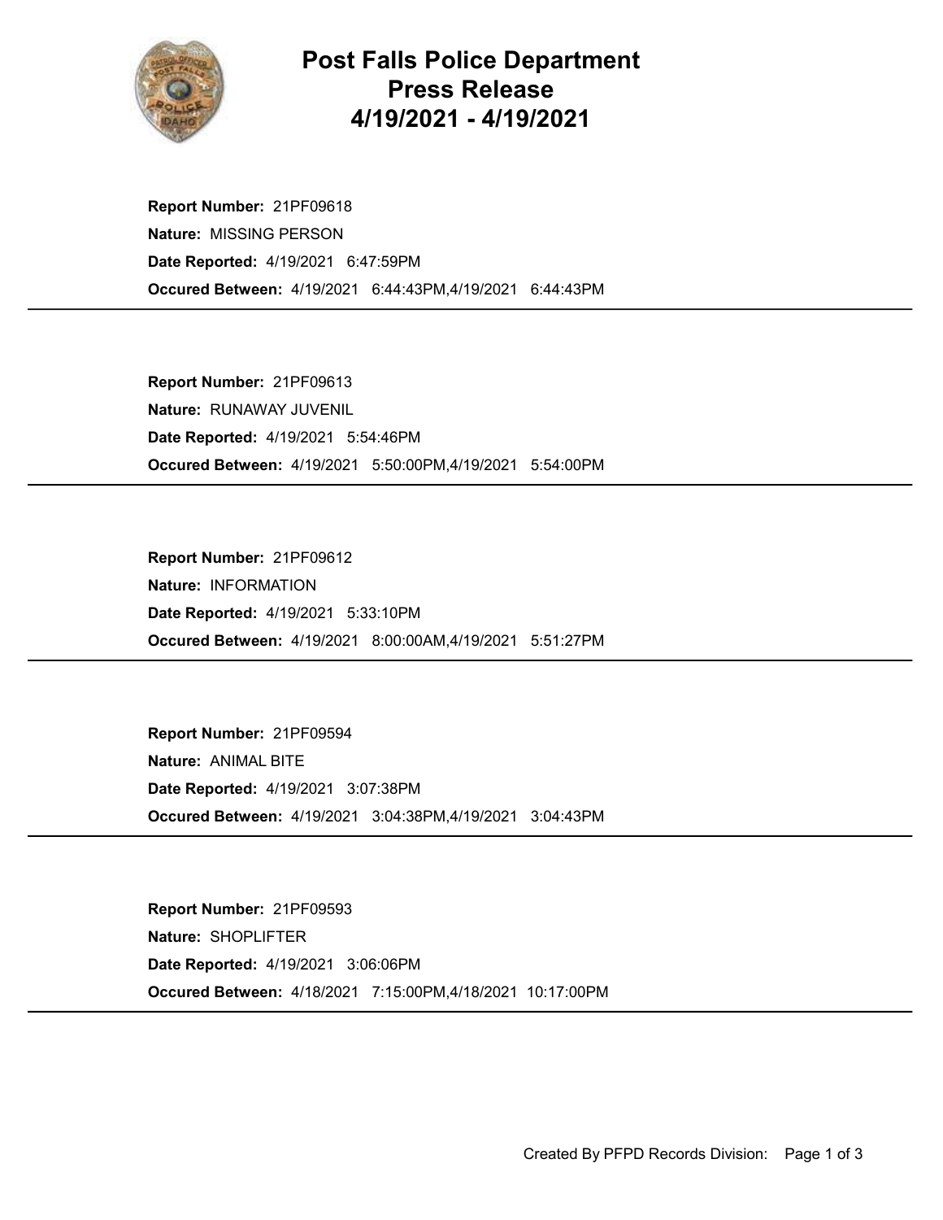# Post Falls Police Department Press Release 4/19/2021 - 4/19/2021

**Report Number:** 21PF09618
**Nature:** MISSING PERSON
**Date Reported:** 4/19/2021 6:47:59PM
**Occured Between:** 4/19/2021 6:44:43PM,4/19/2021 6:44:43PM

---

**Report Number:** 21PF09613
**Nature:** RUNAWAY JUVENIL
**Date Reported:** 4/19/2021 5:54:46PM
**Occured Between:** 4/19/2021 5:50:00PM,4/19/2021 5:54:00PM

---

**Report Number:** 21PF09612
**Nature:** INFORMATION
**Date Reported:** 4/19/2021 5:33:10PM
**Occured Between:** 4/19/2021 8:00:00AM,4/19/2021 5:51:27PM

---

**Report Number:** 21PF09594
**Nature:** ANIMAL BITE
**Date Reported:** 4/19/2021 3:07:38PM
**Occured Between:** 4/19/2021 3:04:38PM,4/19/2021 3:04:43PM

---

**Report Number:** 21PF09593
**Nature:** SHOPLIFTER
**Date Reported:** 4/19/2021 3:06:06PM
**Occured Between:** 4/18/2021 7:15:00PM,4/18/2021 10:17:00PM

---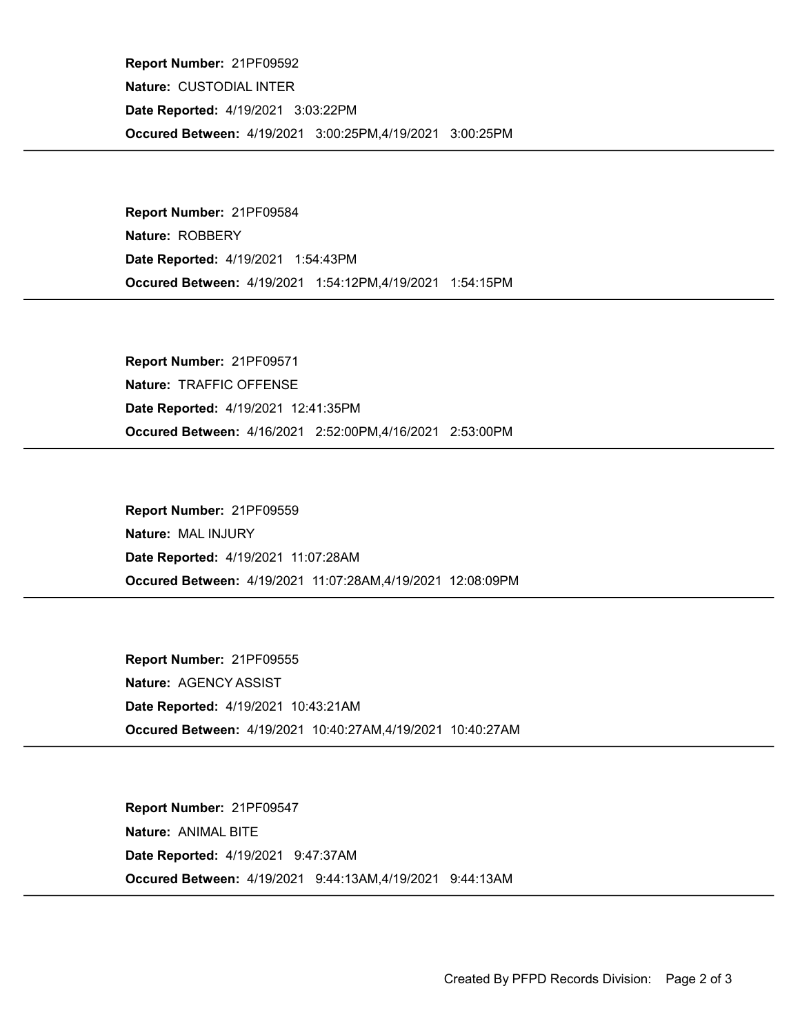**Report Number:** 21PF09592
**Nature:** CUSTODIAL INTER
**Date Reported:** 4/19/2021 3:03:22PM
**Occured Between:** 4/19/2021 3:00:25PM,4/19/2021 3:00:25PM

---

**Report Number:** 21PF09584
**Nature:** ROBBERY
**Date Reported:** 4/19/2021 1:54:43PM
**Occured Between:** 4/19/2021 1:54:12PM,4/19/2021 1:54:15PM

---

**Report Number:** 21PF09571
**Nature:** TRAFFIC OFFENSE
**Date Reported:** 4/19/2021 12:41:35PM
**Occured Between:** 4/16/2021 2:52:00PM,4/16/2021 2:53:00PM

---

**Report Number:** 21PF09559
**Nature:** MAL INJURY
**Date Reported:** 4/19/2021 11:07:28AM
**Occured Between:** 4/19/2021 11:07:28AM,4/19/2021 12:08:09PM

---

**Report Number:** 21PF09555
**Nature:** AGENCY ASSIST
**Date Reported:** 4/19/2021 10:43:21AM
**Occured Between:** 4/19/2021 10:40:27AM,4/19/2021 10:40:27AM

---

**Report Number:** 21PF09547
**Nature:** ANIMAL BITE
**Date Reported:** 4/19/2021 9:47:37AM
**Occured Between:** 4/19/2021 9:44:13AM,4/19/2021 9:44:13AM

---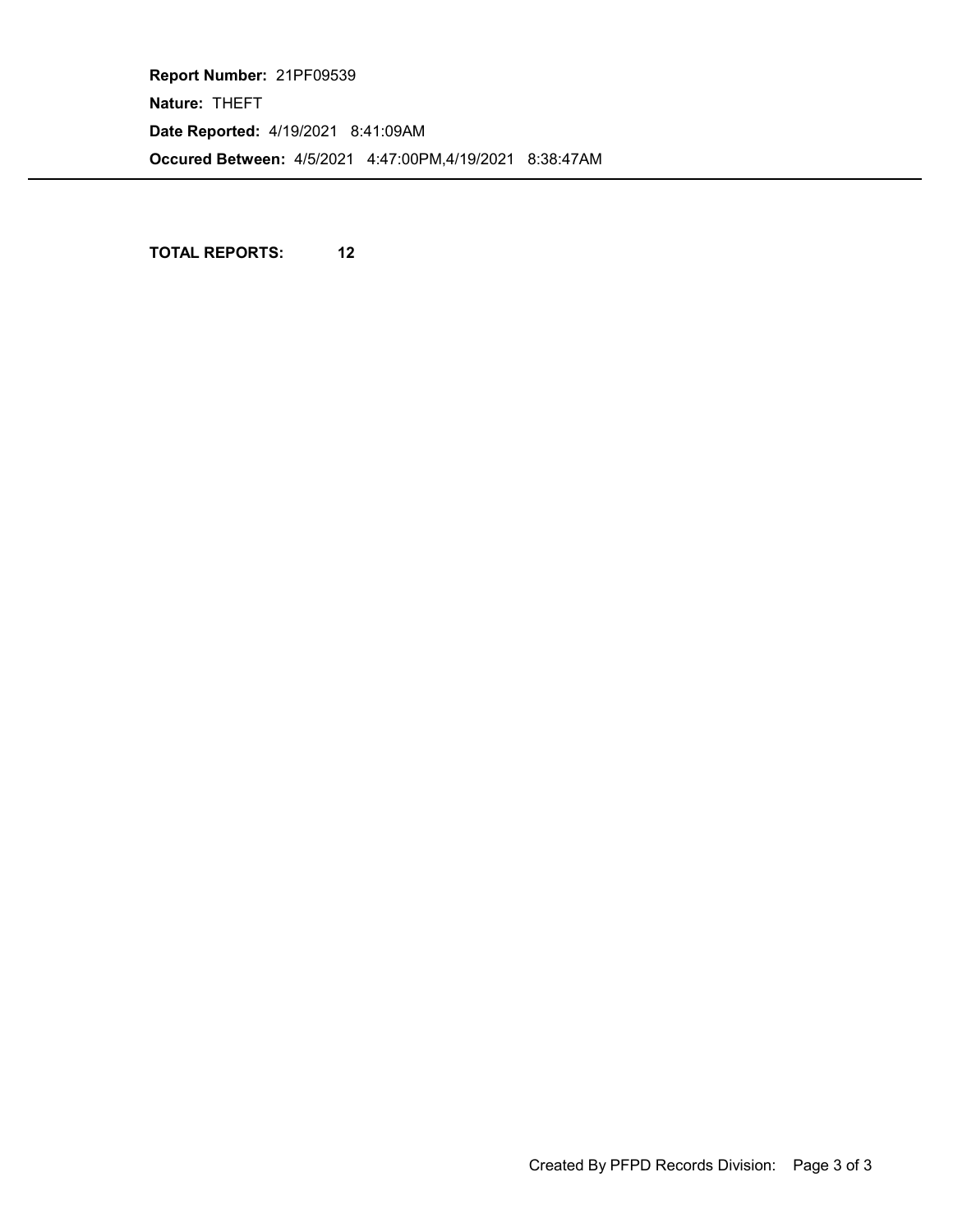**Report Number:** 21PF09539

**Nature:** THEFT

**Date Reported:** 4/19/2021 8:41:09AM

**Occured Between:** 4/5/2021 4:47:00PM,4/19/2021 8:38:47AM

---

**TOTAL REPORTS: 12**